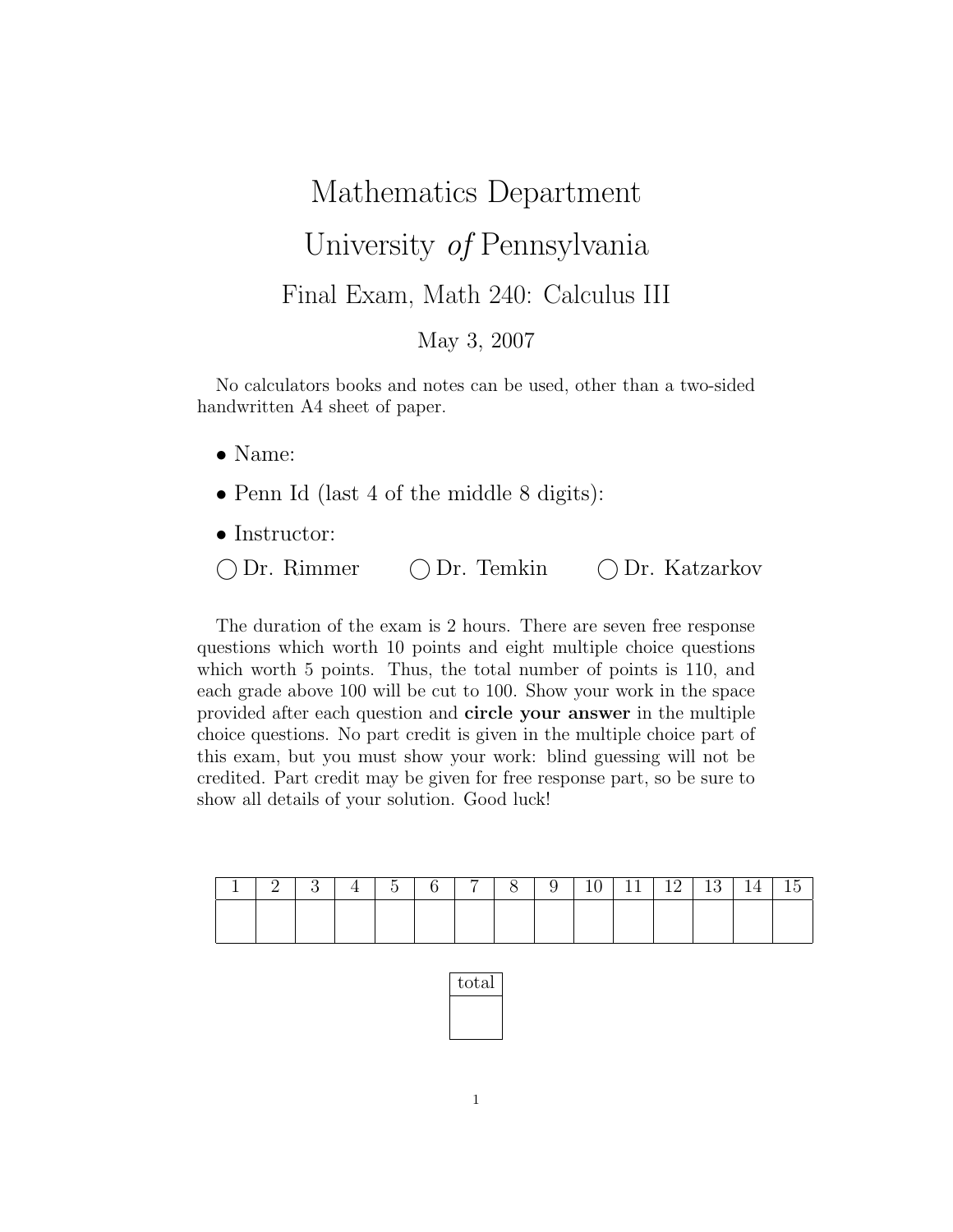# Mathematics Department

# University *of* Pennsylvania

## Final Exam, Math 240: Calculus III

May 3, 2007

No calculators books and notes can be used, other than a two-sided handwritten A4 sheet of paper.

- Name:
- Penn Id (last 4 of the middle 8 digits):
- Instructor:

◯ Dr. Rimmer ◯ Dr. Temkin ◯ Dr. Katzarkov

The duration of the exam is 2 hours. There are seven free response questions which worth 10 points and eight multiple choice questions which worth 5 points. Thus, the total number of points is 110, and each grade above 100 will be cut to 100. Show your work in the space provided after each question and **circle your answer** in the multiple choice questions. No part credit is given in the multiple choice part of this exam, but you must show your work: blind guessing will not be credited. Part credit may be given for free response part, so be sure to show all details of your solution. Good luck!

| 1 | 2 | 3 | 4 | 5 | 6 | 7 | 8 | 9 | 10 | 11 | 12 | 13 | 14 | 15 |
|---|---|---|---|---|---|---|---|---|---|---|---|---|---|---|
| | | | | | | | | | | | | | | |

| total |
|---|
| |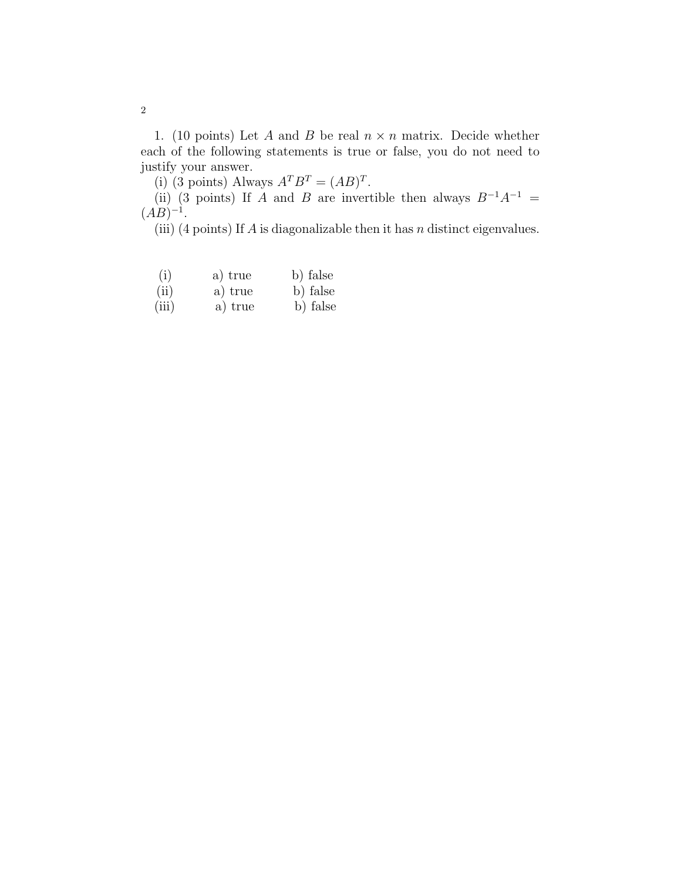1. (10 points) Let $A$ and $B$ be real $n \times n$ matrix. Decide whether each of the following statements is true or false, you do not need to justify your answer.

(i) (3 points) Always $A^T B^T = (AB)^T$.

(ii) (3 points) If $A$ and $B$ are invertible then always $B^{-1}A^{-1} = (AB)^{-1}$.

(iii) (4 points) If $A$ is diagonalizable then it has $n$ distinct eigenvalues.

| | | |
|---|---|---|
| (i) | a) true | b) false |
| (ii) | a) true | b) false |
| (iii) | a) true | b) false |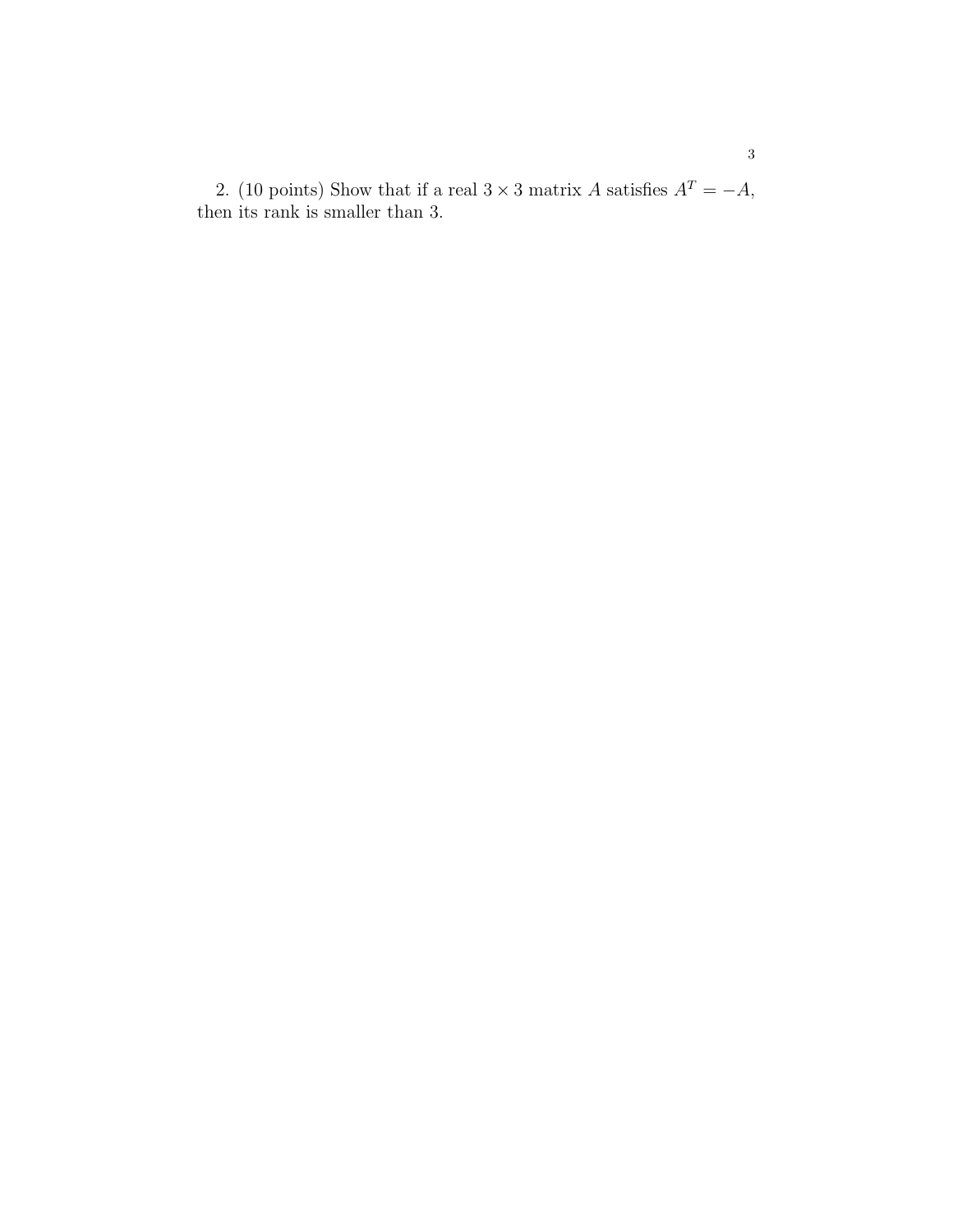2. (10 points) Show that if a real $3 \times 3$ matrix $A$ satisfies $A^T = -A$, then its rank is smaller than 3.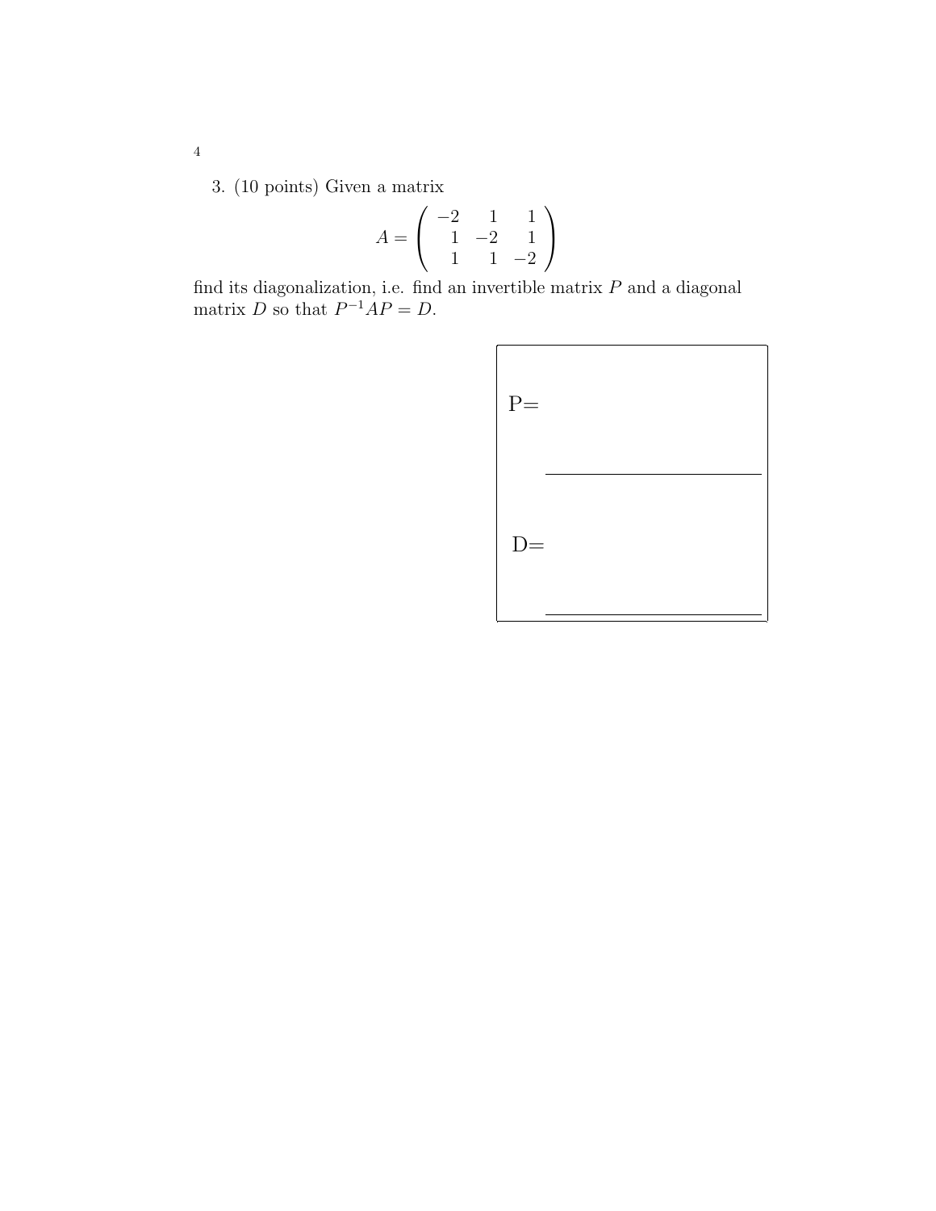3. (10 points) Given a matrix

$$A = \begin{pmatrix} -2 & 1 & 1 \\ 1 & -2 & 1 \\ 1 & 1 & -2 \end{pmatrix}$$

find its diagonalization, i.e. find an invertible matrix $P$ and a diagonal matrix $D$ so that $P^{-1}AP = D$.

P= \_\_\_\_\_\_\_\_\_\_\_\_\_\_\_\_\_\_\_\_

D= \_\_\_\_\_\_\_\_\_\_\_\_\_\_\_\_\_\_\_\_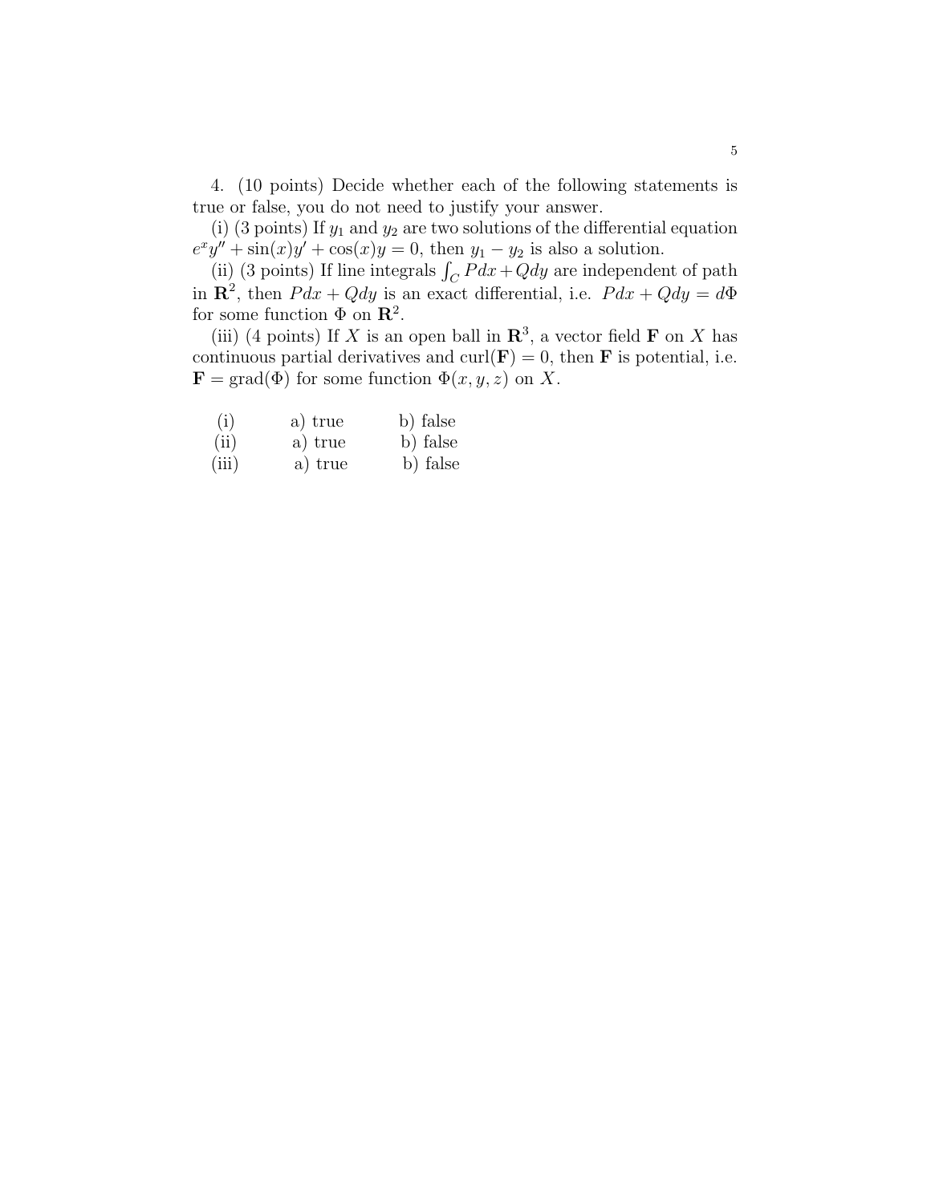4. (10 points) Decide whether each of the following statements is true or false, you do not need to justify your answer.

(i) (3 points) If $y_1$ and $y_2$ are two solutions of the differential equation $e^x y'' + \sin(x)y' + \cos(x)y = 0$, then $y_1 - y_2$ is also a solution.

(ii) (3 points) If line integrals $\int_C Pdx + Qdy$ are independent of path in $\mathbf{R}^2$, then $Pdx + Qdy$ is an exact differential, i.e. $Pdx + Qdy = d\Phi$ for some function $\Phi$ on $\mathbf{R}^2$.

(iii) (4 points) If $X$ is an open ball in $\mathbf{R}^3$, a vector field $\mathbf{F}$ on $X$ has continuous partial derivatives and $\text{curl}(\mathbf{F}) = 0$, then $\mathbf{F}$ is potential, i.e. $\mathbf{F} = \text{grad}(\Phi)$ for some function $\Phi(x, y, z)$ on $X$.

| | | |
|---|---|---|
| (i) | a) true | b) false |
| (ii) | a) true | b) false |
| (iii) | a) true | b) false |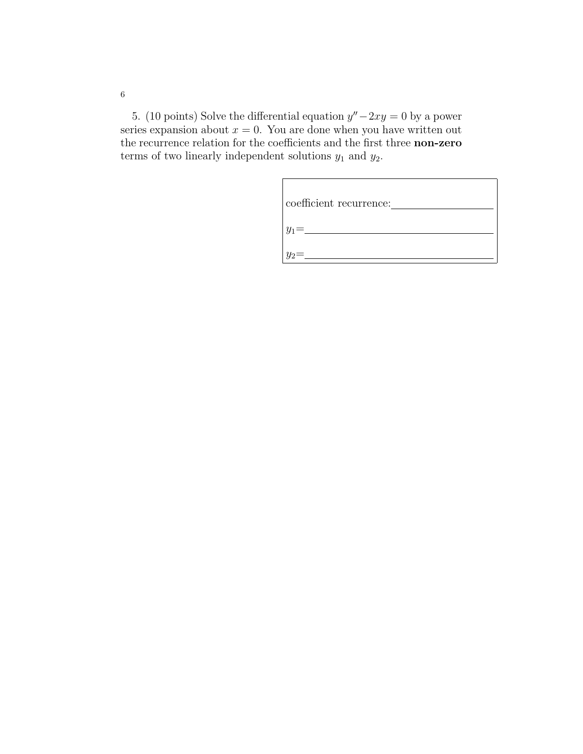5. (10 points) Solve the differential equation $y'' - 2xy = 0$ by a power series expansion about $x = 0$. You are done when you have written out the recurrence relation for the coefficients and the first three **non-zero** terms of two linearly independent solutions $y_1$ and $y_2$.

coefficient recurrence: \_\_\_\_\_\_\_\_\_\_\_\_\_\_\_\_

$y_1$= \_\_\_\_\_\_\_\_\_\_\_\_\_\_\_\_\_\_\_\_\_\_\_\_\_\_\_\_\_\_\_\_

$y_2$= \_\_\_\_\_\_\_\_\_\_\_\_\_\_\_\_\_\_\_\_\_\_\_\_\_\_\_\_\_\_\_\_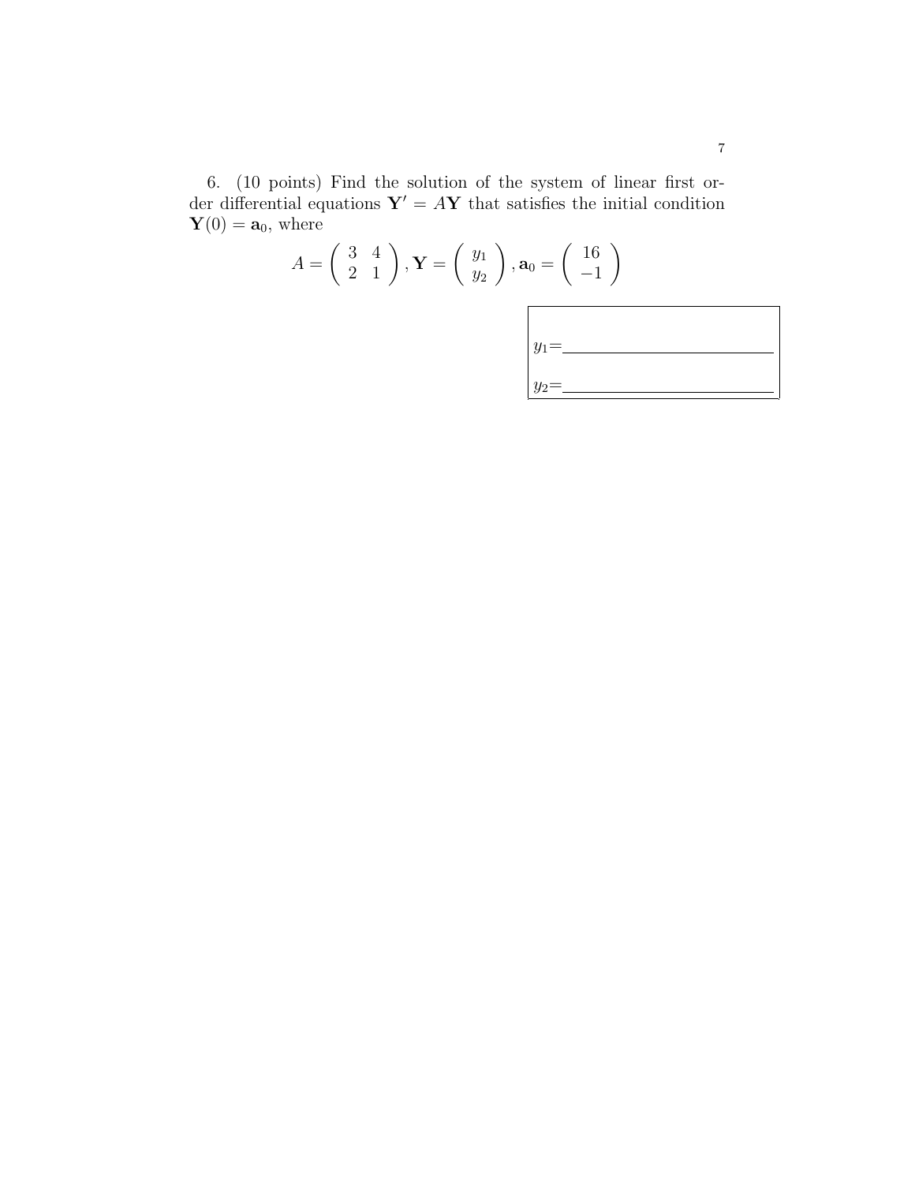6. (10 points) Find the solution of the system of linear first order differential equations $\mathbf{Y}' = A\mathbf{Y}$ that satisfies the initial condition $\mathbf{Y}(0) = \mathbf{a}_0$, where

$$A = \begin{pmatrix} 3 & 4 \\ 2 & 1 \end{pmatrix}, \mathbf{Y} = \begin{pmatrix} y_1 \\ y_2 \end{pmatrix}, \mathbf{a}_0 = \begin{pmatrix} 16 \\ -1 \end{pmatrix}$$

$y_1$=\_\_\_\_\_\_\_\_\_\_\_\_\_\_\_\_\_\_\_\_\_\_\_\_\_\_\_\_

$y_2$=\_\_\_\_\_\_\_\_\_\_\_\_\_\_\_\_\_\_\_\_\_\_\_\_\_\_\_\_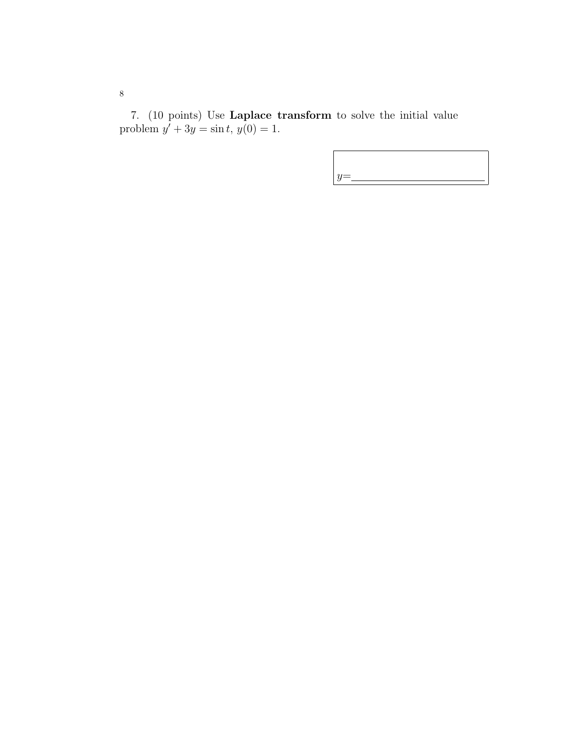7. (10 points) Use **Laplace transform** to solve the initial value problem $y' + 3y = \sin t$, $y(0) = 1$.

$y$=\_\_\_\_\_\_\_\_\_\_\_\_\_\_\_\_\_\_\_\_\_\_\_\_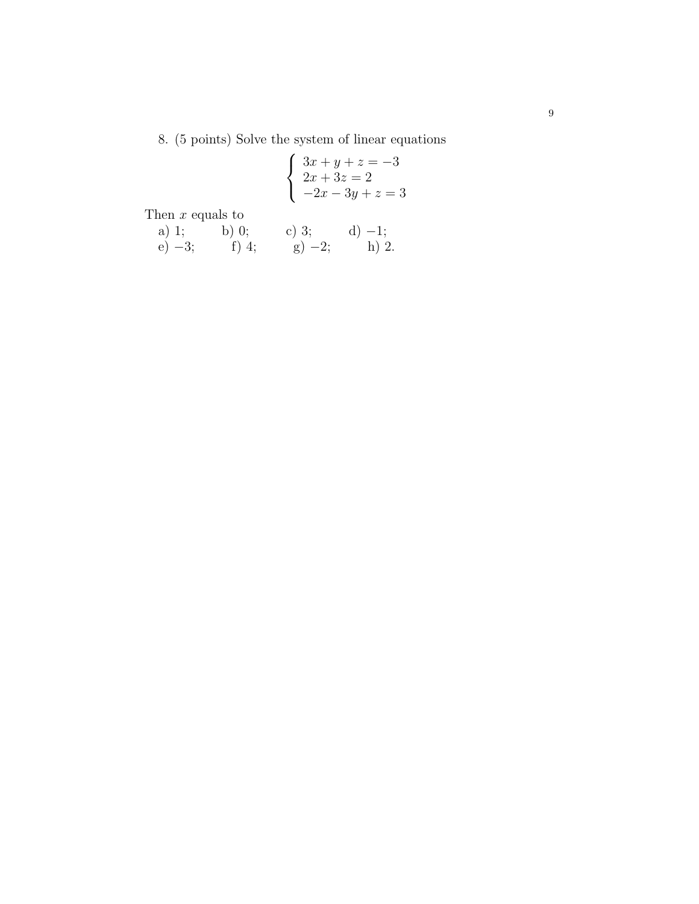8. (5 points) Solve the system of linear equations

$$\begin{cases} 3x + y + z = -3 \\ 2x + 3z = 2 \\ -2x - 3y + z = 3 \end{cases}$$

Then $x$ equals to

a) 1; b) 0; c) 3; d) $-1$;
e) $-3$; f) 4; g) $-2$; h) 2.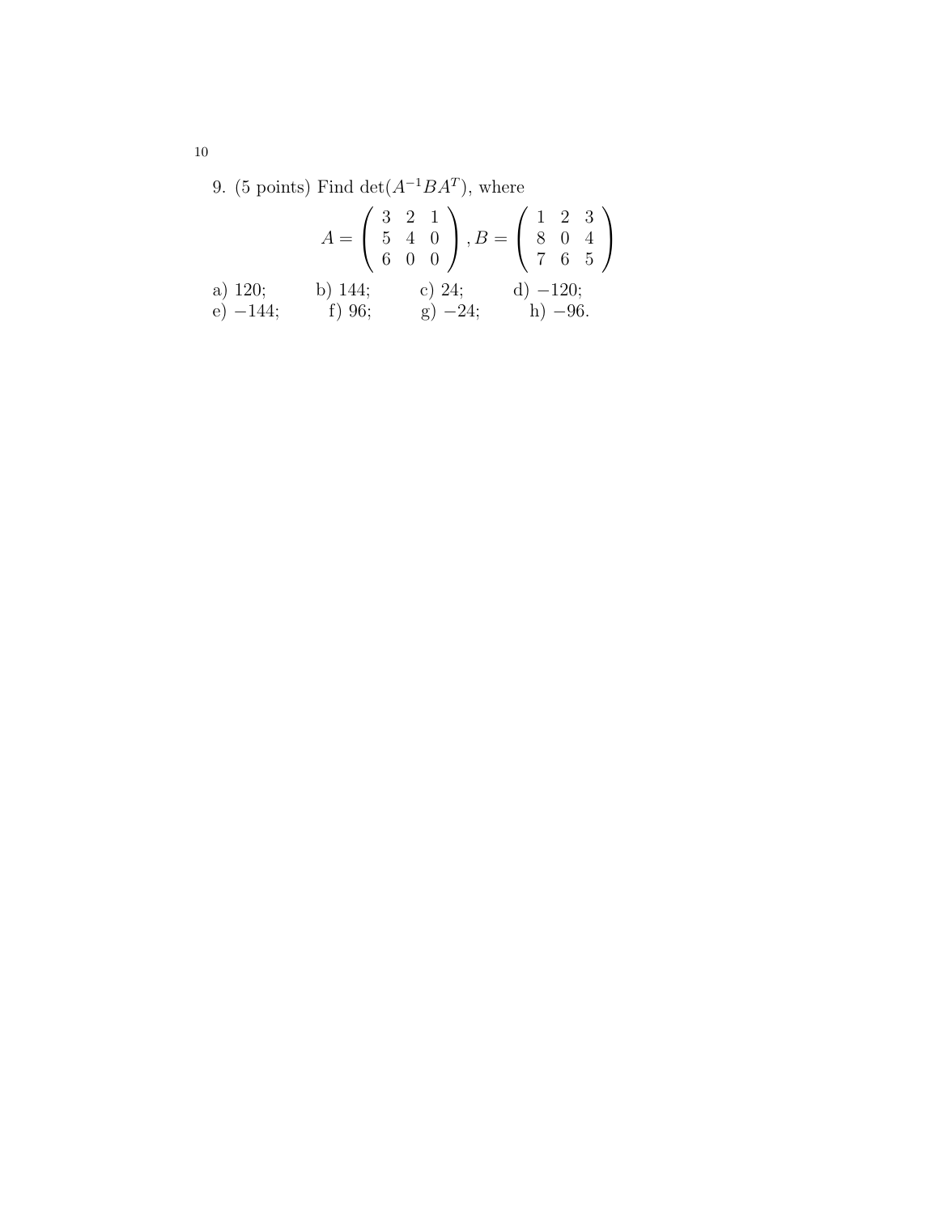9. (5 points) Find $\det(A^{-1}BA^T)$, where

$$A = \begin{pmatrix} 3 & 2 & 1 \\ 5 & 4 & 0 \\ 6 & 0 & 0 \end{pmatrix}, B = \begin{pmatrix} 1 & 2 & 3 \\ 8 & 0 & 4 \\ 7 & 6 & 5 \end{pmatrix}$$

a) 120; b) 144; c) 24; d) $-120$;
e) $-144$; f) 96; g) $-24$; h) $-96$.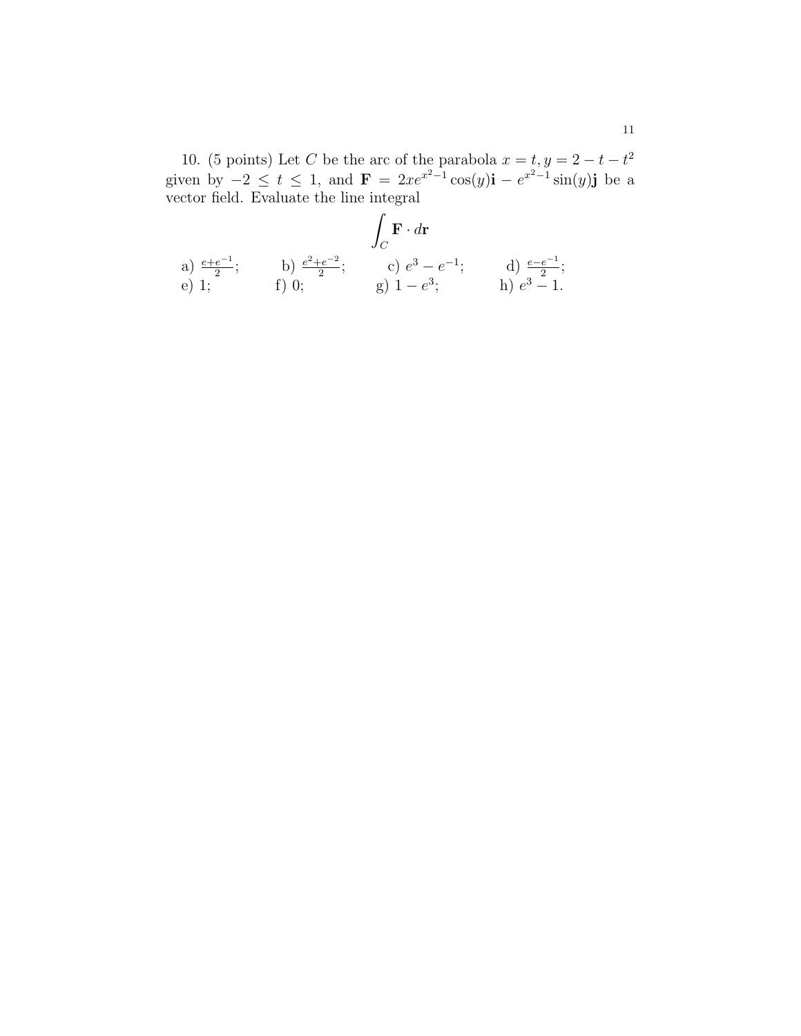10. (5 points) Let $C$ be the arc of the parabola $x = t, y = 2 - t - t^2$ given by $-2 \leq t \leq 1$, and $\mathbf{F} = 2xe^{x^2-1}\cos(y)\mathbf{i} - e^{x^2-1}\sin(y)\mathbf{j}$ be a vector field. Evaluate the line integral

$$\int_C \mathbf{F} \cdot d\mathbf{r}$$

a) $\frac{e+e^{-1}}{2}$; b) $\frac{e^2+e^{-2}}{2}$; c) $e^3 - e^{-1}$; d) $\frac{e-e^{-1}}{2}$;
e) 1; f) 0; g) $1 - e^3$; h) $e^3 - 1$.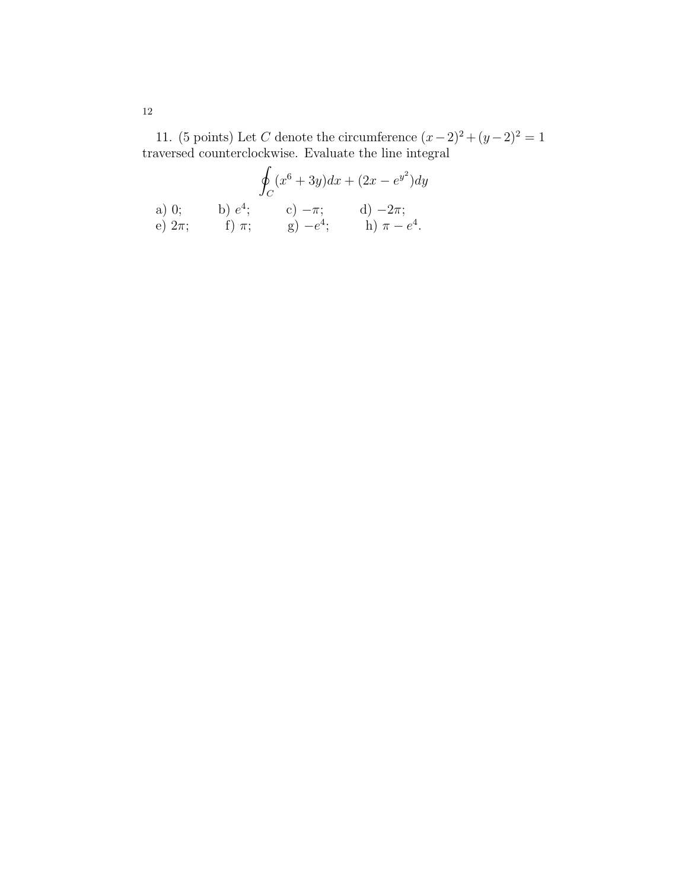11. (5 points) Let $C$ denote the circumference $(x-2)^2+(y-2)^2=1$ traversed counterclockwise. Evaluate the line integral

$$\oint_C (x^6+3y)dx + (2x - e^{y^2})dy$$

a) $0$; b) $e^4$; c) $-\pi$; d) $-2\pi$;
e) $2\pi$; f) $\pi$; g) $-e^4$; h) $\pi - e^4$.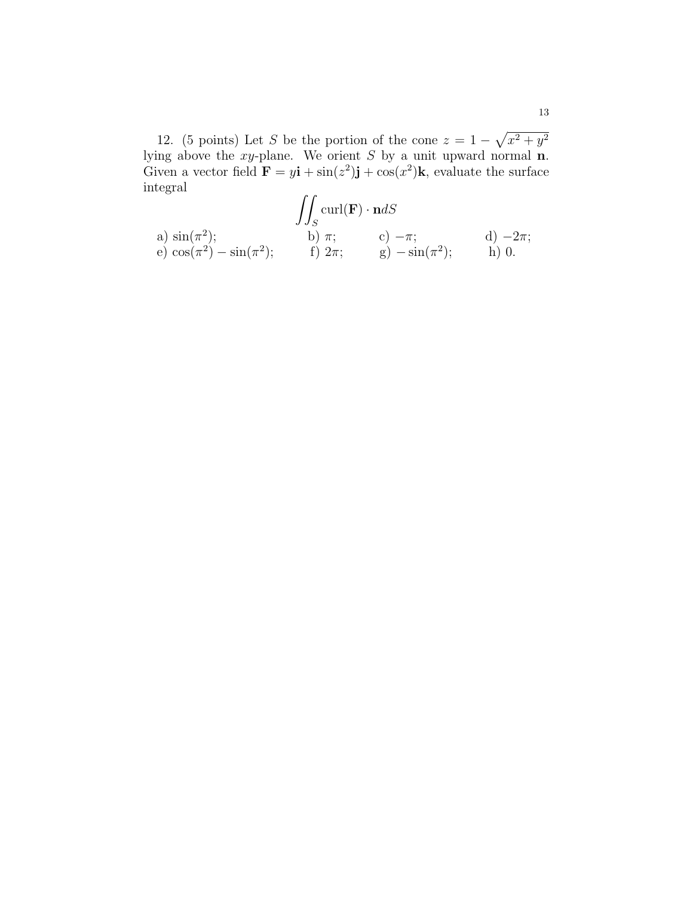12. (5 points) Let $S$ be the portion of the cone $z = 1 - \sqrt{x^2 + y^2}$ lying above the $xy$-plane. We orient $S$ by a unit upward normal $\mathbf{n}$. Given a vector field $\mathbf{F} = y\mathbf{i} + \sin(z^2)\mathbf{j} + \cos(x^2)\mathbf{k}$, evaluate the surface integral

$$\iint_S \text{curl}(\mathbf{F}) \cdot \mathbf{n} dS$$

a) $\sin(\pi^2)$; b) $\pi$; c) $-\pi$; d) $-2\pi$;
e) $\cos(\pi^2) - \sin(\pi^2)$; f) $2\pi$; g) $-\sin(\pi^2)$; h) 0.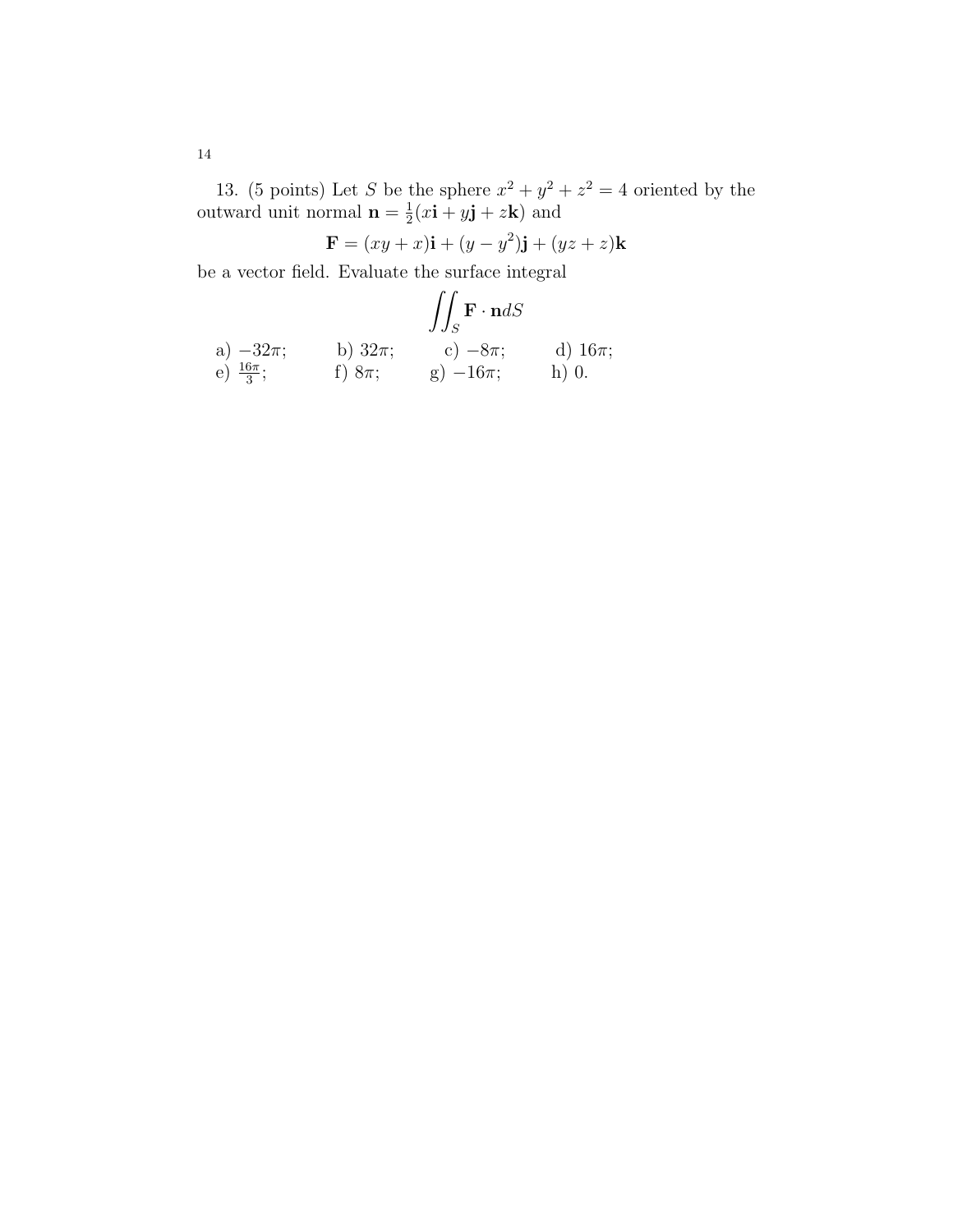13. (5 points) Let $S$ be the sphere $x^2 + y^2 + z^2 = 4$ oriented by the outward unit normal $\mathbf{n} = \frac{1}{2}(x\mathbf{i} + y\mathbf{j} + z\mathbf{k})$ and

$$\mathbf{F} = (xy + x)\mathbf{i} + (y - y^2)\mathbf{j} + (yz + z)\mathbf{k}$$

be a vector field. Evaluate the surface integral

$$\iint_S \mathbf{F} \cdot \mathbf{n} dS$$

a) $-32\pi$; b) $32\pi$; c) $-8\pi$; d) $16\pi$;
e) $\frac{16\pi}{3}$; f) $8\pi$; g) $-16\pi$; h) 0.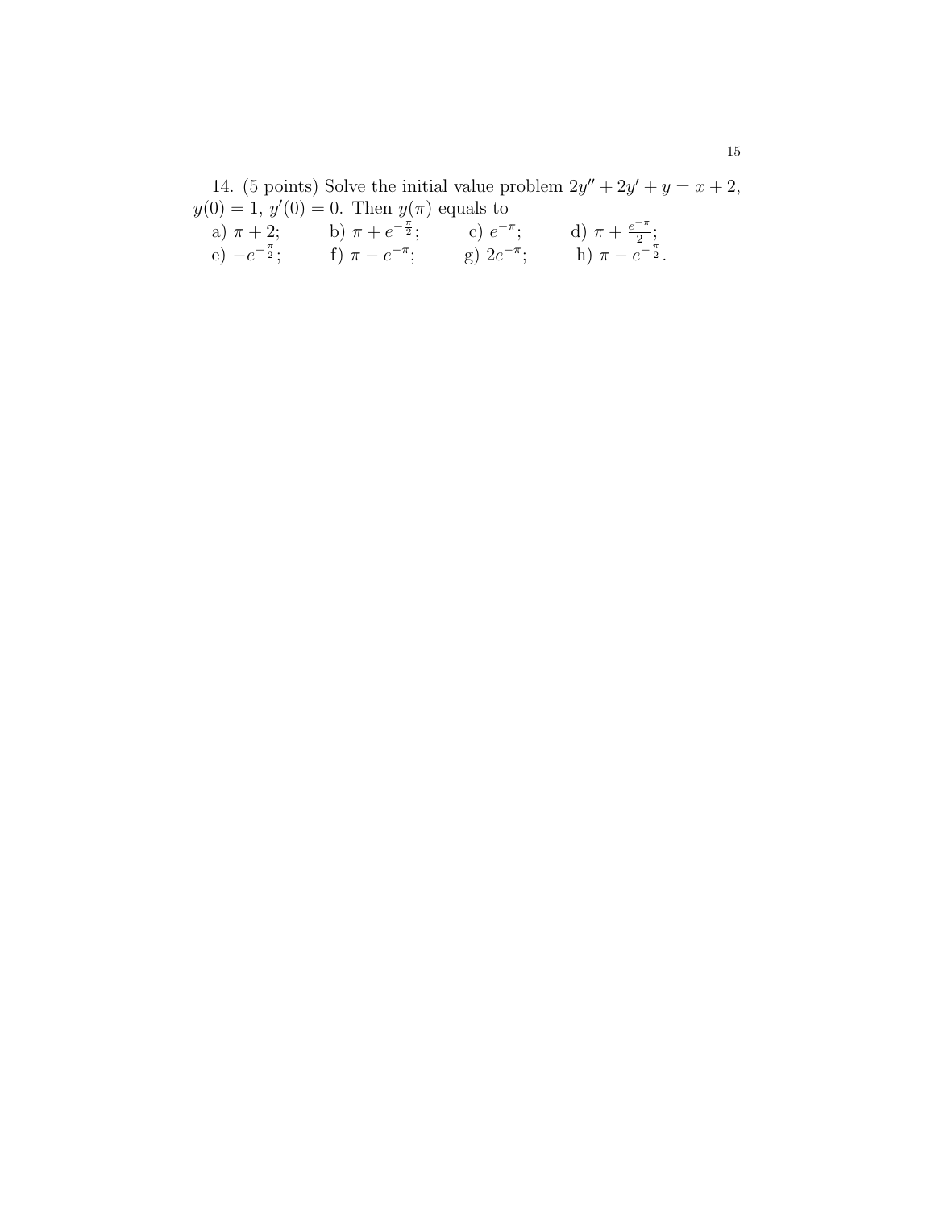14. (5 points) Solve the initial value problem $2y'' + 2y' + y = x + 2$, $y(0) = 1$, $y'(0) = 0$. Then $y(\pi)$ equals to

a) $\pi + 2$; b) $\pi + e^{-\frac{\pi}{2}}$; c) $e^{-\pi}$; d) $\pi + \frac{e^{-\pi}}{2}$;
e) $-e^{-\frac{\pi}{2}}$; f) $\pi - e^{-\pi}$; g) $2e^{-\pi}$; h) $\pi - e^{-\frac{\pi}{2}}$.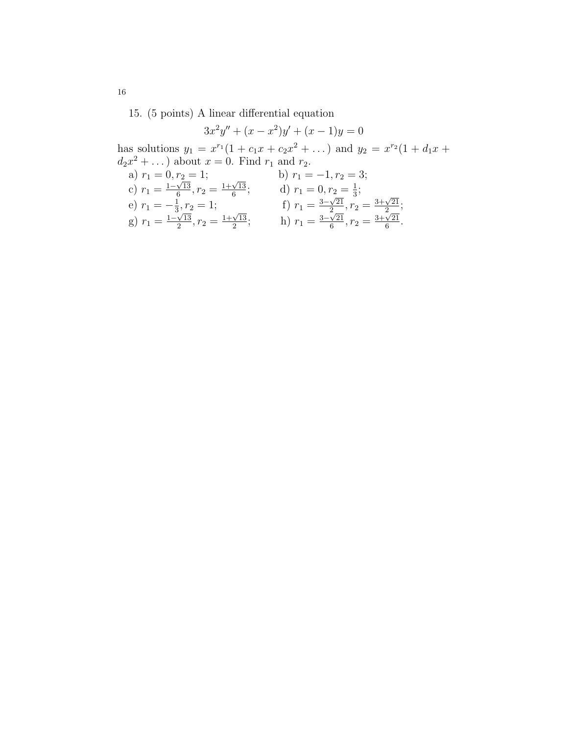15. (5 points) A linear differential equation

$$3x^2y'' + (x - x^2)y' + (x - 1)y = 0$$

has solutions $y_1 = x^{r_1}(1 + c_1x + c_2x^2 + \dots)$ and $y_2 = x^{r_2}(1 + d_1x + d_2x^2 + \dots)$ about $x = 0$. Find $r_1$ and $r_2$.

a) $r_1 = 0, r_2 = 1$;

b) $r_1 = -1, r_2 = 3$;

c) $r_1 = \frac{1-\sqrt{13}}{6}, r_2 = \frac{1+\sqrt{13}}{6}$;

d) $r_1 = 0, r_2 = \frac{1}{3}$;

e) $r_1 = -\frac{1}{3}, r_2 = 1$;

f) $r_1 = \frac{3-\sqrt{21}}{2}, r_2 = \frac{3+\sqrt{21}}{2}$;

g) $r_1 = \frac{1-\sqrt{13}}{2}, r_2 = \frac{1+\sqrt{13}}{2}$;

h) $r_1 = \frac{3-\sqrt{21}}{6}, r_2 = \frac{3+\sqrt{21}}{6}$.